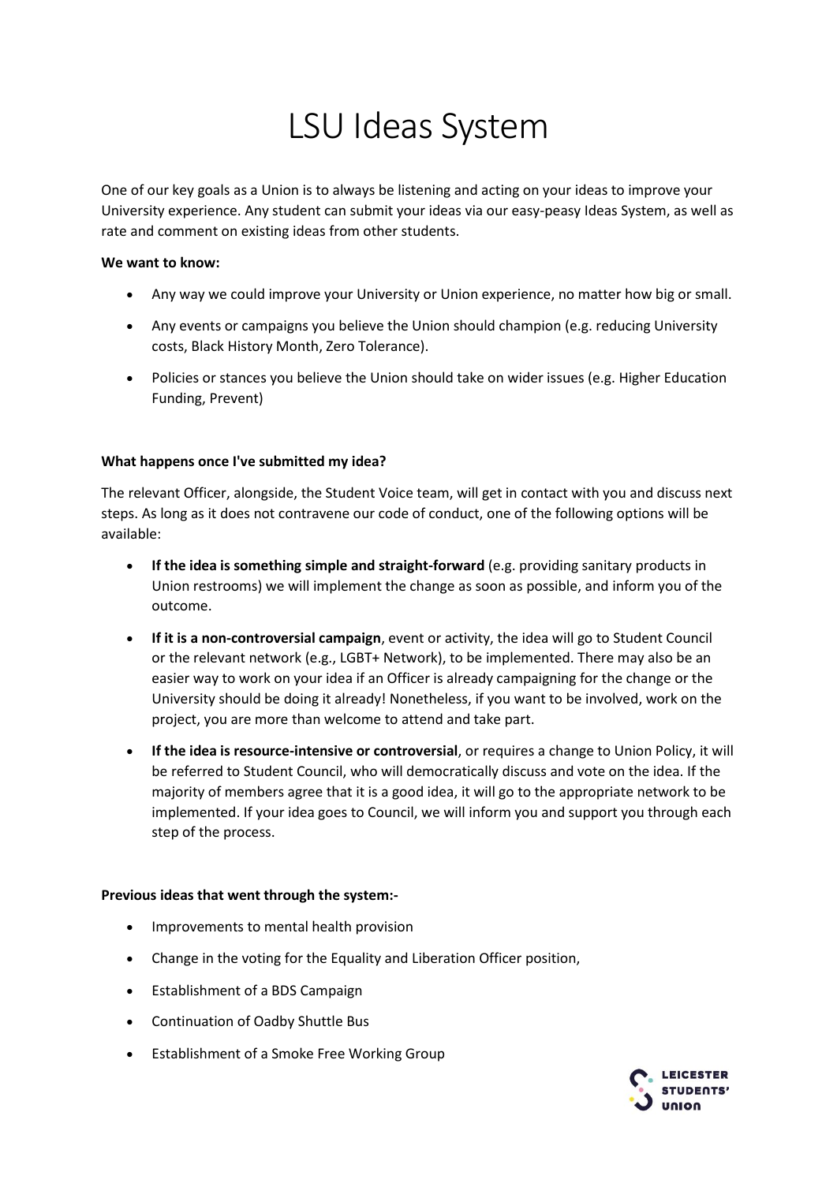# LSU Ideas System

One of our key goals as a Union is to always be listening and acting on your ideas to improve your University experience. Any student can submit your ideas via our easy-peasy Ideas System, as well as rate and comment on existing ideas from other students.

**We want to know:**

- Any way we could improve your University or Union experience, no matter how big or small.
- Any events or campaigns you believe the Union should champion (e.g. reducing University costs, Black History Month, Zero Tolerance).
- Policies or stances you believe the Union should take on wider issues (e.g. Higher Education Funding, Prevent)

**What happens once I've submitted my idea?**

The relevant Officer, alongside, the Student Voice team, will get in contact with you and discuss next steps. As long as it does not contravene our code of conduct, one of the following options will be available:

- **If the idea is something simple and straight-forward** (e.g. providing sanitary products in Union restrooms) we will implement the change as soon as possible, and inform you of the outcome.
- **If it is a non-controversial campaign**, event or activity, the idea will go to Student Council or the relevant network (e.g., LGBT+ Network), to be implemented. There may also be an easier way to work on your idea if an Officer is already campaigning for the change or the University should be doing it already! Nonetheless, if you want to be involved, work on the project, you are more than welcome to attend and take part.
- **If the idea is resource-intensive or controversial**, or requires a change to Union Policy, it will be referred to Student Council, who will democratically discuss and vote on the idea. If the majority of members agree that it is a good idea, it will go to the appropriate network to be implemented. If your idea goes to Council, we will inform you and support you through each step of the process.

**Previous ideas that went through the system:-**

- Improvements to mental health provision
- Change in the voting for the Equality and Liberation Officer position,
- Establishment of a BDS Campaign
- Continuation of Oadby Shuttle Bus
- Establishment of a Smoke Free Working Group

LEICESTER STUDENTS' UNION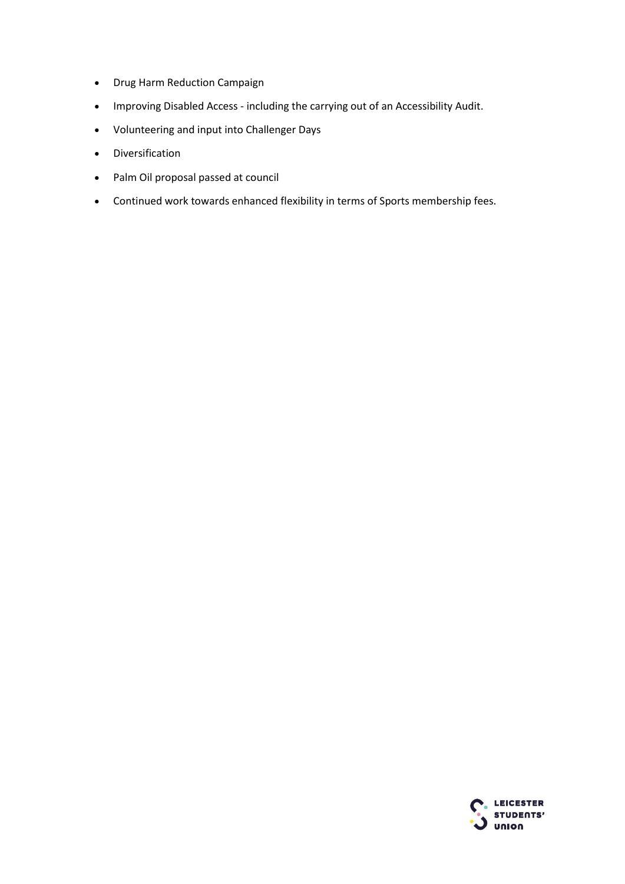- Drug Harm Reduction Campaign
- Improving Disabled Access - including the carrying out of an Accessibility Audit.
- Volunteering and input into Challenger Days
- Diversification
- Palm Oil proposal passed at council
- Continued work towards enhanced flexibility in terms of Sports membership fees.